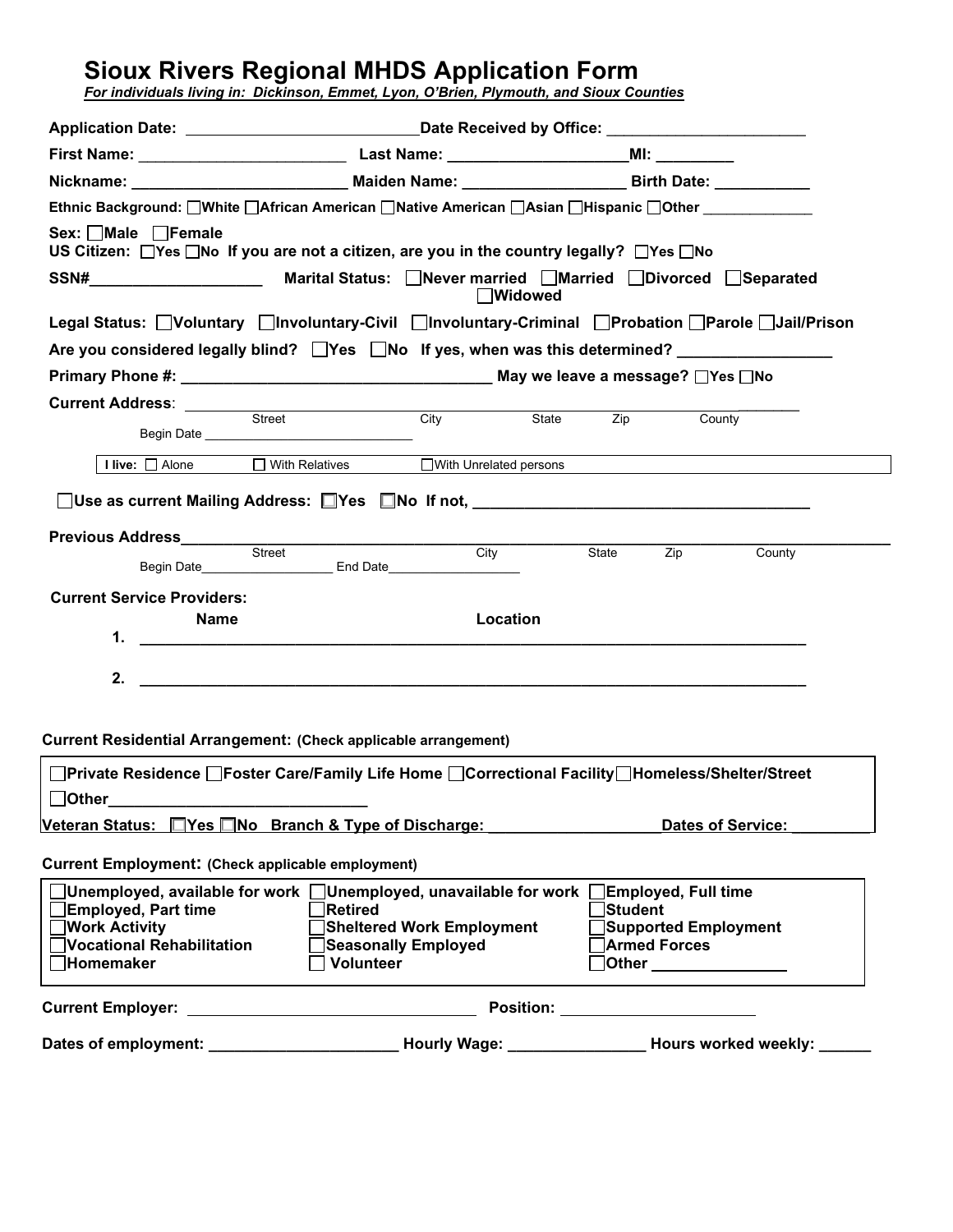# Sioux Rivers Regional MHDS Application Form

***For individuals living in: Dickinson, Emmet, Lyon, O'Brien, Plymouth, and Sioux Counties***

**Application Date:** ___________________________ **Date Received by Office:** _______________________

**First Name:** ________________________ **Last Name:** _____________________ **MI:** _________

**Nickname:** _________________________ **Maiden Name:** ___________________ **Birth Date:** ___________

**Ethnic Background:** ☐ White ☐ African American ☐ Native American ☐ Asian ☐ Hispanic ☐ Other ______________

**Sex:** ☐ Male ☐ Female

**US Citizen:** ☐ Yes ☐ No **If you are not a citizen, are you in the country legally?** ☐ Yes ☐ No

**SSN#** ____________________ **Marital Status:** ☐ Never married ☐ Married ☐ Divorced ☐ Separated ☐ Widowed

**Legal Status:** ☐ Voluntary ☐ Involuntary-Civil ☐ Involuntary-Criminal ☐ Probation ☐ Parole ☐ Jail/Prison

**Are you considered legally blind?** ☐ Yes ☐ No **If yes, when was this determined?** __________________

**Primary Phone #:** ____________________________________ **May we leave a message?** ☐ Yes ☐ No

**Current Address:** ______________________________________________________________________

Street City State Zip County

Begin Date ______________________________

**I live:** ☐ Alone ☐ With Relatives ☐ With Unrelated persons

☐ **Use as current Mailing Address:** ☐ **Yes** ☐ **No If not,** _______________________________________

**Previous Address** ______________________________________________________________________

Street City State Zip County

Begin Date__________________ End Date__________________

**Current Service Providers:**

| | Name | Location |
|---|---|---|
| 1. | | |
| 2. | | |

**Current Residential Arrangement:** **(Check applicable arrangement)**

☐ **Private Residence** ☐ **Foster Care/Family Life Home** ☐ **Correctional Facility** ☐ **Homeless/Shelter/Street**

☐ **Other** ______________________________

**Veteran Status:** ☐ **Yes** ☐ **No Branch & Type of Discharge:** ___________________ **Dates of Service:** _________

**Current Employment:** **(Check applicable employment)**

☐ **Unemployed, available for work** ☐ **Unemployed, unavailable for work** ☐ **Employed, Full time**
☐ **Employed, Part time** ☐ **Retired** ☐ **Student**
☐ **Work Activity** ☐ **Sheltered Work Employment** ☐ **Supported Employment**
☐ **Vocational Rehabilitation** ☐ **Seasonally Employed** ☐ **Armed Forces**
☐ **Homemaker** ☐ **Volunteer** ☐ **Other** _______________

**Current Employer:** __________________________________ **Position:** ______________________

**Dates of employment:** _____________________ **Hourly Wage:** _______________ **Hours worked weekly:** ______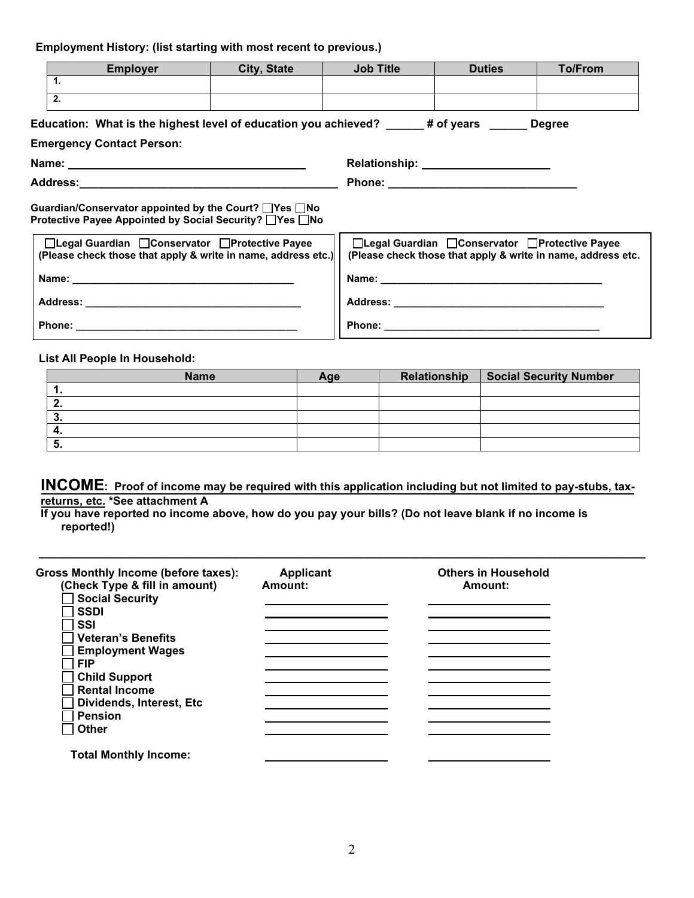**Employment History: (list starting with most recent to previous.)**

| Employer | City, State | Job Title | Duties | To/From |
|---|---|---|---|---|
| 1. | | | | |
| 2. | | | | |

**Education: What is the highest level of education you achieved? ______ # of years ______ Degree**

**Emergency Contact Person:**

**Name:** ______________________________________ **Relationship:** ____________________

**Address:** __________________________________________ **Phone:** ______________________________

**Guardian/Conservator appointed by the Court?** ☐ **Yes** ☐ **No**
**Protective Payee Appointed by Social Security?** ☐ **Yes** ☐ **No**

☐ **Legal Guardian** ☐ **Conservator** ☐ **Protective Payee**
**(Please check those that apply & write in name, address etc.)**

**Name:** ______________________________________

**Address:** ____________________________________

**Phone:** ______________________________________

☐ **Legal Guardian** ☐ **Conservator** ☐ **Protective Payee**
**(Please check those that apply & write in name, address etc.**

**Name:** ______________________________________

**Address:** ____________________________________

**Phone:** ______________________________________

**List All People In Household:**

| Name | Age | Relationship | Social Security Number |
|---|---|---|---|
| 1. | | | |
| 2. | | | |
| 3. | | | |
| 4. | | | |
| 5. | | | |

## INCOME: <u>Proof of income may be required with this application including but not limited to pay-stubs, tax-returns, etc.</u> *See attachment A

**If you have reported no income above, how do you pay your bills? (Do not leave blank if no income is reported!)**

______________________________________________________________________________________

| Gross Monthly Income (before taxes): (Check Type & fill in amount) | Applicant Amount: | Others in Household Amount: |
|---|---|---|
| ☐ Social Security | ____________ | ____________ |
| ☐ SSDI | ____________ | ____________ |
| ☐ SSI | ____________ | ____________ |
| ☐ Veteran's Benefits | ____________ | ____________ |
| ☐ Employment Wages | ____________ | ____________ |
| ☐ FIP | ____________ | ____________ |
| ☐ Child Support | ____________ | ____________ |
| ☐ Rental Income | ____________ | ____________ |
| ☐ Dividends, Interest, Etc | ____________ | ____________ |
| ☐ Pension | ____________ | ____________ |
| ☐ Other | ____________ | ____________ |
| **Total Monthly Income:** | ____________ | ____________ |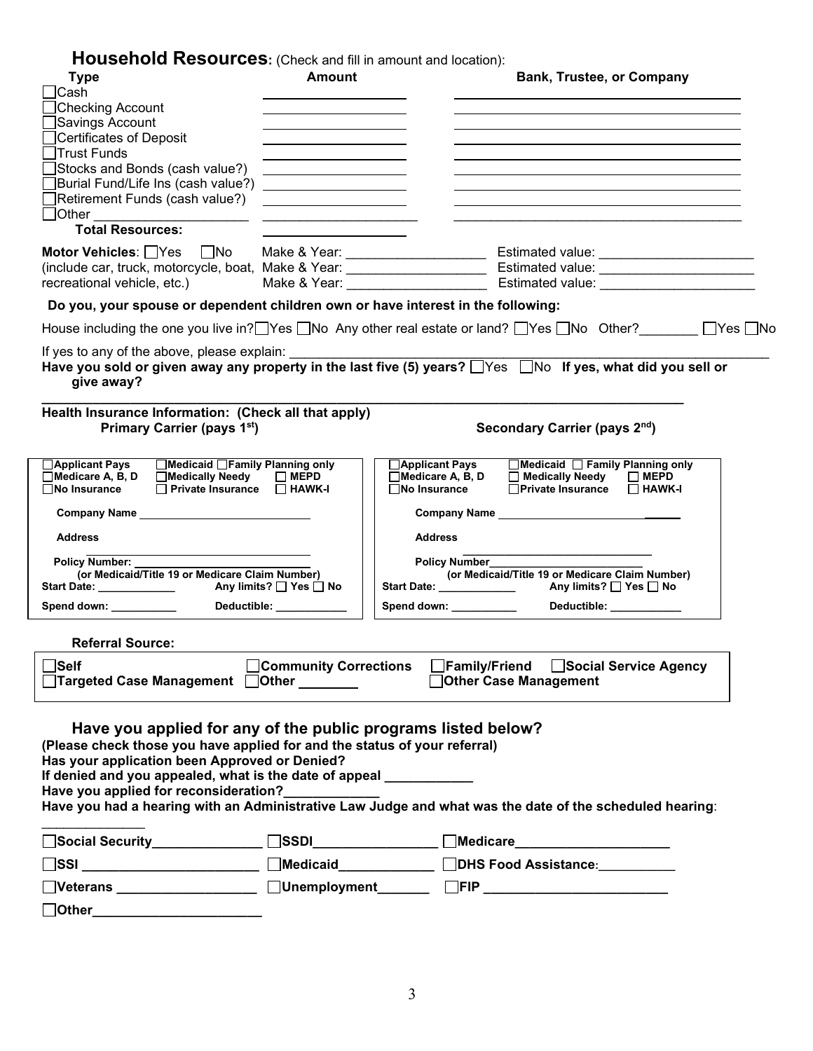## Household Resources: (Check and fill in amount and location):

| Type | Amount | Bank, Trustee, or Company |
|---|---|---|
| ☐ Cash | | |
| ☐ Checking Account | | |
| ☐ Savings Account | | |
| ☐ Certificates of Deposit | | |
| ☐ Trust Funds | | |
| ☐ Stocks and Bonds (cash value?) | | |
| ☐ Burial Fund/Life Ins (cash value?) | | |
| ☐ Retirement Funds (cash value?) | | |
| ☐ Other ____________________ | | |
| **Total Resources:** | | |

**Motor Vehicles**: ☐ Yes ☐ No (include car, truck, motorcycle, boat, recreational vehicle, etc.)

Make & Year: __________________ Estimated value: ____________________

Make & Year: __________________ Estimated value: ____________________

Make & Year: __________________ Estimated value: ____________________

**Do you, your spouse or dependent children own or have interest in the following:**

House including the one you live in? ☐ Yes ☐ No Any other real estate or land? ☐ Yes ☐ No Other?________ ☐ Yes ☐ No

If yes to any of the above, please explain: ____________________________________________

**Have you sold or given away any property in the last five (5) years?** ☐ Yes ☐ No **If yes, what did you sell or give away?**

______________________________________________________________________________

**Health Insurance Information: (Check all that apply)**

| **Primary Carrier (pays 1st)** | **Secondary Carrier (pays 2nd)** |
|---|---|
| ☐ Applicant Pays ☐ Medicaid ☐ Family Planning only | ☐ Applicant Pays ☐ Medicaid ☐ Family Planning only |
| ☐ Medicare A, B, D ☐ Medically Needy ☐ MEPD | ☐ Medicare A, B, D ☐ Medically Needy ☐ MEPD |
| ☐ No Insurance ☐ Private Insurance ☐ HAWK-I | ☐ No Insurance ☐ Private Insurance ☐ HAWK-I |
| Company Name ____________________ | Company Name ____________________ |
| Address ____________________ | Address ____________________ |
| Policy Number: ____________________ (or Medicaid/Title 19 or Medicare Claim Number) | Policy Number____________________ (or Medicaid/Title 19 or Medicare Claim Number) |
| Start Date: ____________ Any limits? ☐ Yes ☐ No | Start Date: ____________ Any limits? ☐ Yes ☐ No |
| Spend down: __________ Deductible: ___________ | Spend down: __________ Deductible: ___________ |

**Referral Source:**

☐ **Self** ☐ **Community Corrections** ☐ **Family/Friend** ☐ **Social Service Agency**
☐ **Targeted Case Management** ☐ **Other** ________ ☐ **Other Case Management**

### Have you applied for any of the public programs listed below?

**(Please check those you have applied for and the status of your referral)**
**Has your application been Approved or Denied?**
**If denied and you appealed, what is the date of appeal** ___________
**Have you applied for reconsideration?**____________
**Have you had a hearing with an Administrative Law Judge and what was the date of the scheduled hearing**:
______________

☐ **Social Security**______________ ☐ **SSDI**________________ ☐ **Medicare**____________________

☐ **SSI** _______________________ ☐ **Medicaid**____________ ☐ **DHS Food Assistance**:__________

☐ **Veterans** __________________ ☐ **Unemployment**_______ ☐ **FIP** ________________________

☐ **Other**______________________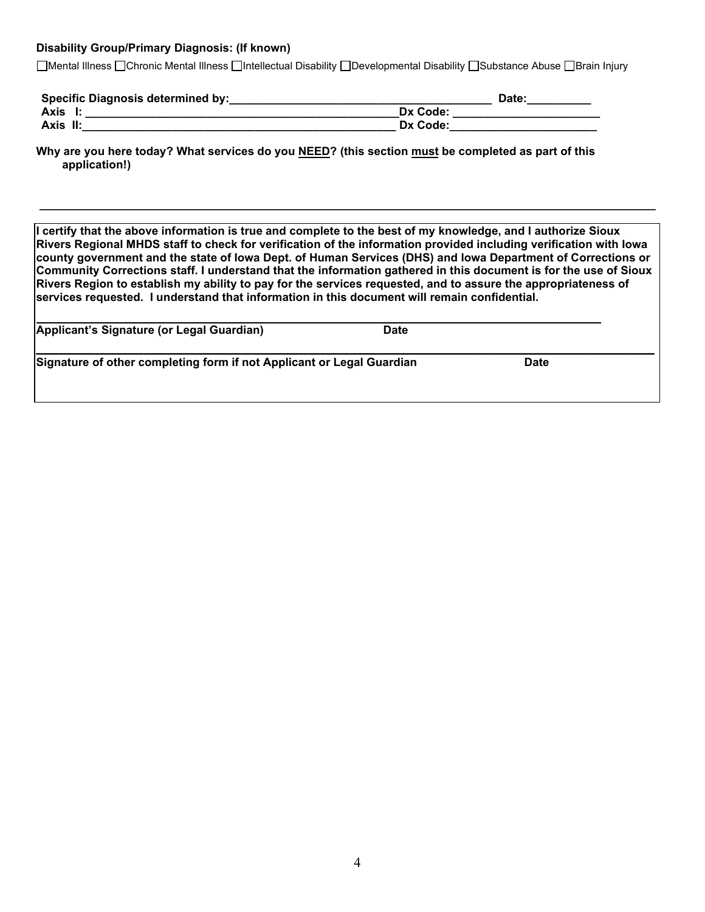**Disability Group/Primary Diagnosis: (If known)**

☐Mental Illness ☐Chronic Mental Illness ☐Intellectual Disability ☐Developmental Disability ☐Substance Abuse ☐Brain Injury

**Specific Diagnosis determined by:**__________________________________________ **Date:**__________

**Axis I:** ___________________________________________________**Dx Code:** ________________________

**Axis II:**___________________________________________________ **Dx Code:**________________________

**Why are you here today? What services do you <u>NEED</u>? (this section <u>must</u> be completed as part of this application!)**

______________________________________________________________________________________________

**I certify that the above information is true and complete to the best of my knowledge, and I authorize Sioux Rivers Regional MHDS staff to check for verification of the information provided including verification with Iowa county government and the state of Iowa Dept. of Human Services (DHS) and Iowa Department of Corrections or Community Corrections staff. I understand that the information gathered in this document is for the use of Sioux Rivers Region to establish my ability to pay for the services requested, and to assure the appropriateness of services requested. I understand that information in this document will remain confidential.**

______________________________________________________________________________________________

**Applicant's Signature (or Legal Guardian)** **Date**

______________________________________________________________________________________________

**Signature of other completing form if not Applicant or Legal Guardian** **Date**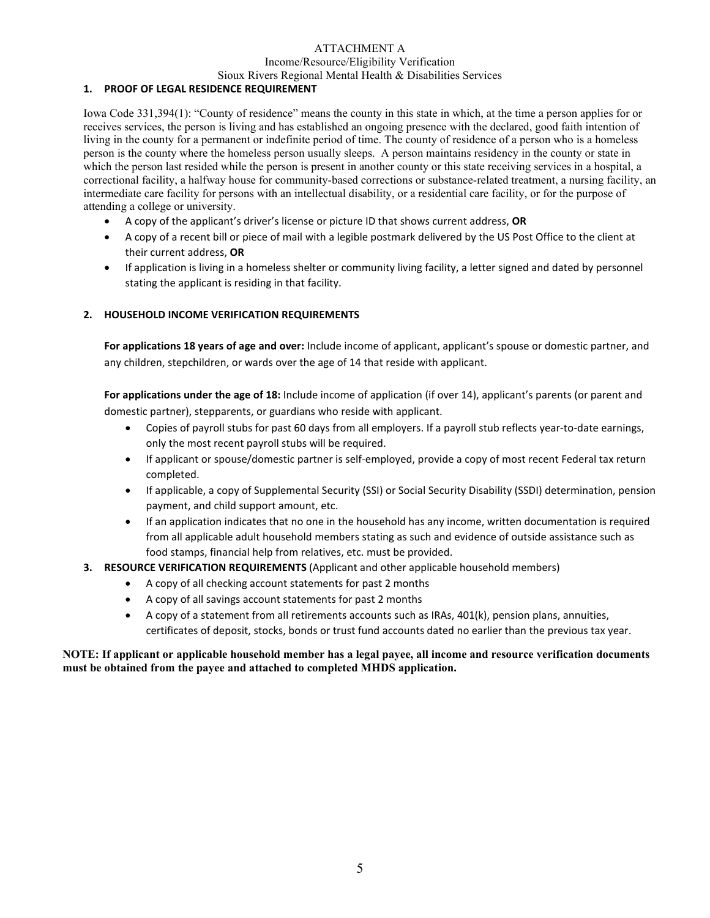ATTACHMENT A

Income/Resource/Eligibility Verification

Sioux Rivers Regional Mental Health & Disabilities Services

## 1. PROOF OF LEGAL RESIDENCE REQUIREMENT

Iowa Code 331,394(1): "County of residence" means the county in this state in which, at the time a person applies for or receives services, the person is living and has established an ongoing presence with the declared, good faith intention of living in the county for a permanent or indefinite period of time. The county of residence of a person who is a homeless person is the county where the homeless person usually sleeps. A person maintains residency in the county or state in which the person last resided while the person is present in another county or this state receiving services in a hospital, a correctional facility, a halfway house for community-based corrections or substance-related treatment, a nursing facility, an intermediate care facility for persons with an intellectual disability, or a residential care facility, or for the purpose of attending a college or university.

- A copy of the applicant's driver's license or picture ID that shows current address, **OR**
- A copy of a recent bill or piece of mail with a legible postmark delivered by the US Post Office to the client at their current address, **OR**
- If application is living in a homeless shelter or community living facility, a letter signed and dated by personnel stating the applicant is residing in that facility.

## 2. HOUSEHOLD INCOME VERIFICATION REQUIREMENTS

**For applications 18 years of age and over:** Include income of applicant, applicant's spouse or domestic partner, and any children, stepchildren, or wards over the age of 14 that reside with applicant.

**For applications under the age of 18:** Include income of application (if over 14), applicant's parents (or parent and domestic partner), stepparents, or guardians who reside with applicant.

- Copies of payroll stubs for past 60 days from all employers. If a payroll stub reflects year-to-date earnings, only the most recent payroll stubs will be required.
- If applicant or spouse/domestic partner is self-employed, provide a copy of most recent Federal tax return completed.
- If applicable, a copy of Supplemental Security (SSI) or Social Security Disability (SSDI) determination, pension payment, and child support amount, etc.
- If an application indicates that no one in the household has any income, written documentation is required from all applicable adult household members stating as such and evidence of outside assistance such as food stamps, financial help from relatives, etc. must be provided.

## 3. RESOURCE VERIFICATION REQUIREMENTS (Applicant and other applicable household members)

- A copy of all checking account statements for past 2 months
- A copy of all savings account statements for past 2 months
- A copy of a statement from all retirements accounts such as IRAs, 401(k), pension plans, annuities, certificates of deposit, stocks, bonds or trust fund accounts dated no earlier than the previous tax year.

**NOTE: If applicant or applicable household member has a legal payee, all income and resource verification documents must be obtained from the payee and attached to completed MHDS application.**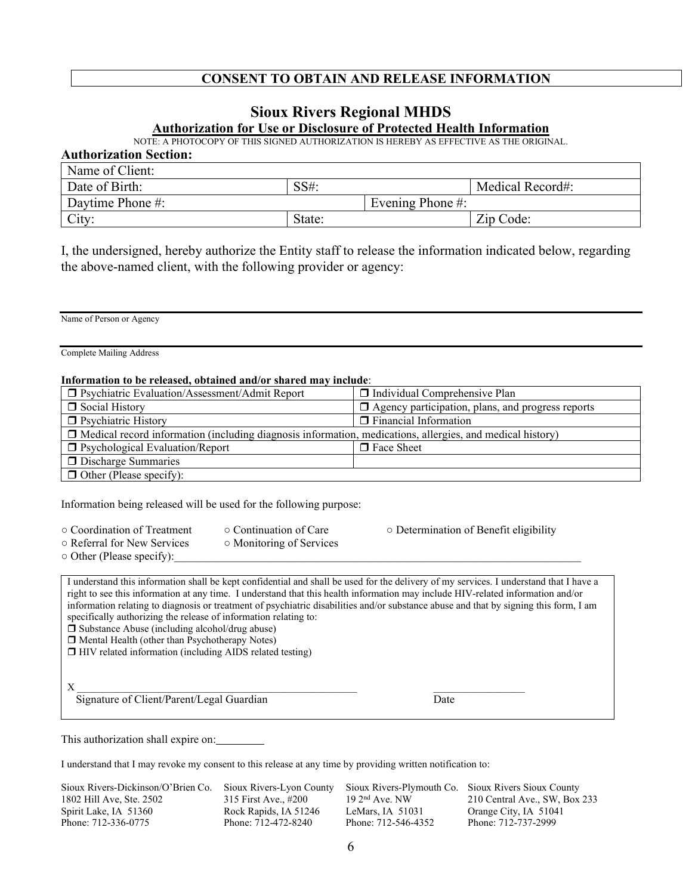## CONSENT TO OBTAIN AND RELEASE INFORMATION

# Sioux Rivers Regional MHDS

**Authorization for Use or Disclosure of Protected Health Information**

NOTE: A PHOTOCOPY OF THIS SIGNED AUTHORIZATION IS HEREBY AS EFFECTIVE AS THE ORIGINAL.

**Authorization Section:**

| Name of Client: | | | |
|---|---|---|---|
| Date of Birth: | SS#: | | Medical Record#: |
| Daytime Phone #: | | Evening Phone #: | |
| City: | State: | | Zip Code: |

I, the undersigned, hereby authorize the Entity staff to release the information indicated below, regarding the above-named client, with the following provider or agency:

_______________________________________________
Name of Person or Agency

_______________________________________________
Complete Mailing Address

**Information to be released, obtained and/or shared may include**:

| | |
|---|---|
| ❒ Psychiatric Evaluation/Assessment/Admit Report | ❒ Individual Comprehensive Plan |
| ❒ Social History | ❒ Agency participation, plans, and progress reports |
| ❒ Psychiatric History | ❒ Financial Information |
| ❒ Medical record information (including diagnosis information, medications, allergies, and medical history) | |
| ❒ Psychological Evaluation/Report | ❒ Face Sheet |
| ❒ Discharge Summaries | |
| ❒ Other (Please specify): | |

Information being released will be used for the following purpose:

○ Coordination of Treatment ○ Continuation of Care ○ Determination of Benefit eligibility
○ Referral for New Services ○ Monitoring of Services
○ Other (Please specify):_______________________________________________

I understand this information shall be kept confidential and shall be used for the delivery of my services. I understand that I have a right to see this information at any time. I understand that this health information may include HIV-related information and/or information relating to diagnosis or treatment of psychiatric disabilities and/or substance abuse and that by signing this form, I am specifically authorizing the release of information relating to:

❒ Substance Abuse (including alcohol/drug abuse)
❒ Mental Health (other than Psychotherapy Notes)
❒ HIV related information (including AIDS related testing)

X _______________________________________________ _________________
Signature of Client/Parent/Legal Guardian Date

This authorization shall expire on:________

I understand that I may revoke my consent to this release at any time by providing written notification to:

Sioux Rivers-Dickinson/O'Brien Co.
1802 Hill Ave, Ste. 2502
Spirit Lake, IA 51360
Phone: 712-336-0775

Sioux Rivers-Lyon County
315 First Ave., #200
Rock Rapids, IA 51246
Phone: 712-472-8240

Sioux Rivers-Plymouth Co.
19 2nd Ave. NW
LeMars, IA 51031
Phone: 712-546-4352

Sioux Rivers Sioux County
210 Central Ave., SW, Box 233
Orange City, IA 51041
Phone: 712-737-2999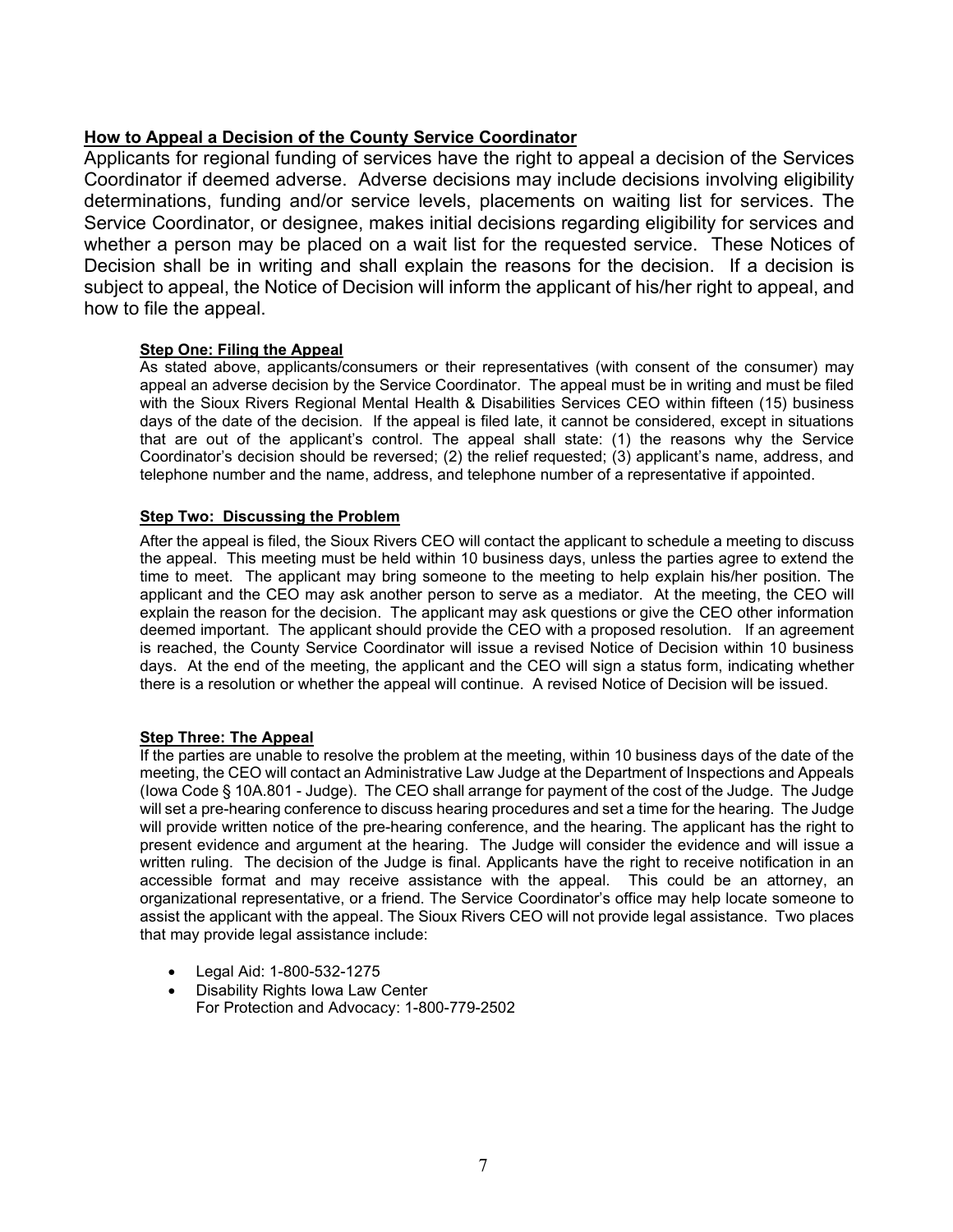## How to Appeal a Decision of the County Service Coordinator

Applicants for regional funding of services have the right to appeal a decision of the Services Coordinator if deemed adverse. Adverse decisions may include decisions involving eligibility determinations, funding and/or service levels, placements on waiting list for services. The Service Coordinator, or designee, makes initial decisions regarding eligibility for services and whether a person may be placed on a wait list for the requested service. These Notices of Decision shall be in writing and shall explain the reasons for the decision. If a decision is subject to appeal, the Notice of Decision will inform the applicant of his/her right to appeal, and how to file the appeal.

### Step One: Filing the Appeal

As stated above, applicants/consumers or their representatives (with consent of the consumer) may appeal an adverse decision by the Service Coordinator. The appeal must be in writing and must be filed with the Sioux Rivers Regional Mental Health & Disabilities Services CEO within fifteen (15) business days of the date of the decision. If the appeal is filed late, it cannot be considered, except in situations that are out of the applicant's control. The appeal shall state: (1) the reasons why the Service Coordinator's decision should be reversed; (2) the relief requested; (3) applicant's name, address, and telephone number and the name, address, and telephone number of a representative if appointed.

### Step Two: Discussing the Problem

After the appeal is filed, the Sioux Rivers CEO will contact the applicant to schedule a meeting to discuss the appeal. This meeting must be held within 10 business days, unless the parties agree to extend the time to meet. The applicant may bring someone to the meeting to help explain his/her position. The applicant and the CEO may ask another person to serve as a mediator. At the meeting, the CEO will explain the reason for the decision. The applicant may ask questions or give the CEO other information deemed important. The applicant should provide the CEO with a proposed resolution. If an agreement is reached, the County Service Coordinator will issue a revised Notice of Decision within 10 business days. At the end of the meeting, the applicant and the CEO will sign a status form, indicating whether there is a resolution or whether the appeal will continue. A revised Notice of Decision will be issued.

### Step Three: The Appeal

If the parties are unable to resolve the problem at the meeting, within 10 business days of the date of the meeting, the CEO will contact an Administrative Law Judge at the Department of Inspections and Appeals (Iowa Code § 10A.801 - Judge). The CEO shall arrange for payment of the cost of the Judge. The Judge will set a pre-hearing conference to discuss hearing procedures and set a time for the hearing. The Judge will provide written notice of the pre-hearing conference, and the hearing. The applicant has the right to present evidence and argument at the hearing. The Judge will consider the evidence and will issue a written ruling. The decision of the Judge is final. Applicants have the right to receive notification in an accessible format and may receive assistance with the appeal. This could be an attorney, an organizational representative, or a friend. The Service Coordinator's office may help locate someone to assist the applicant with the appeal. The Sioux Rivers CEO will not provide legal assistance. Two places that may provide legal assistance include:

- Legal Aid: 1-800-532-1275
- Disability Rights Iowa Law Center
  For Protection and Advocacy: 1-800-779-2502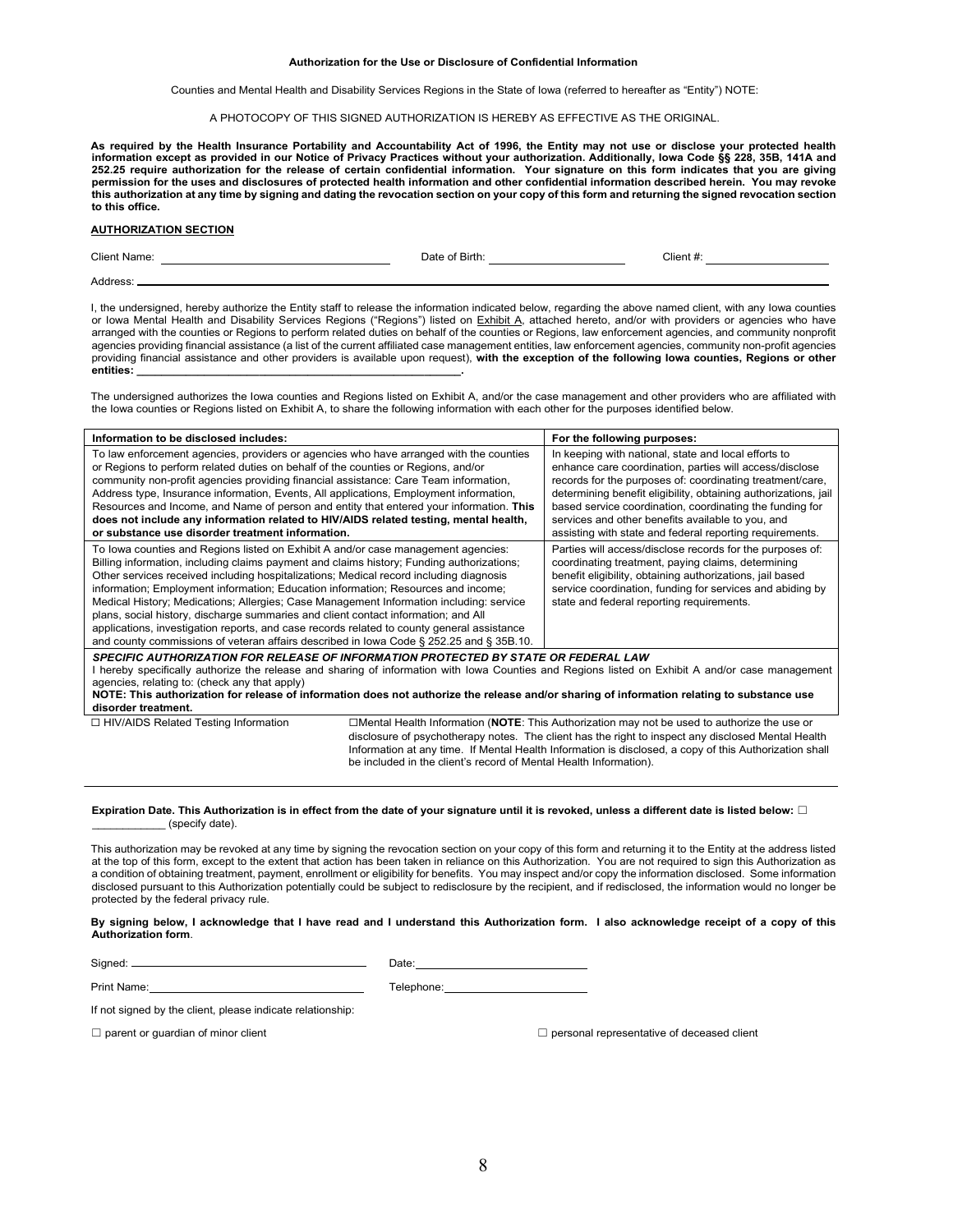**Authorization for the Use or Disclosure of Confidential Information**

Counties and Mental Health and Disability Services Regions in the State of Iowa (referred to hereafter as "Entity") NOTE:

A PHOTOCOPY OF THIS SIGNED AUTHORIZATION IS HEREBY AS EFFECTIVE AS THE ORIGINAL.

**As required by the Health Insurance Portability and Accountability Act of 1996, the Entity may not use or disclose your protected health information except as provided in our Notice of Privacy Practices without your authorization. Additionally, Iowa Code §§ 228, 35B, 141A and 252.25 require authorization for the release of certain confidential information. Your signature on this form indicates that you are giving permission for the uses and disclosures of protected health information and other confidential information described herein. You may revoke this authorization at any time by signing and dating the revocation section on your copy of this form and returning the signed revocation section to this office.**

**AUTHORIZATION SECTION**

Client Name: ______________________ Date of Birth: ______________ Client #: ____________

Address: ______________________________________________________________________

I, the undersigned, hereby authorize the Entity staff to release the information indicated below, regarding the above named client, with any Iowa counties or Iowa Mental Health and Disability Services Regions ("Regions") listed on Exhibit A, attached hereto, and/or with providers or agencies who have arranged with the counties or Regions to perform related duties on behalf of the counties or Regions, law enforcement agencies, and community nonprofit agencies providing financial assistance (a list of the current affiliated case management entities, law enforcement agencies, community non-profit agencies providing financial assistance and other providers is available upon request), **with the exception of the following Iowa counties, Regions or other entities: ______________________________________________.**

The undersigned authorizes the Iowa counties and Regions listed on Exhibit A, and/or the case management and other providers who are affiliated with the Iowa counties or Regions listed on Exhibit A, to share the following information with each other for the purposes identified below.

| **Information to be disclosed includes:** | **For the following purposes:** |
|---|---|
| To law enforcement agencies, providers or agencies who have arranged with the counties or Regions to perform related duties on behalf of the counties or Regions, and/or community non-profit agencies providing financial assistance: Care Team information, Address type, Insurance information, Events, All applications, Employment information, Resources and Income, and Name of person and entity that entered your information. **This does not include any information related to HIV/AIDS related testing, mental health, or substance use disorder treatment information.** | In keeping with national, state and local efforts to enhance care coordination, parties will access/disclose records for the purposes of: coordinating treatment/care, determining benefit eligibility, obtaining authorizations, jail based service coordination, coordinating the funding for services and other benefits available to you, and assisting with state and federal reporting requirements. |
| To Iowa counties and Regions listed on Exhibit A and/or case management agencies: Billing information, including claims payment and claims history; Funding authorizations; Other services received including hospitalizations; Medical record including diagnosis information; Employment information; Education information; Resources and income; Medical History; Medications; Allergies; Case Management Information including: service plans, social history, discharge summaries and client contact information; and All applications, investigation reports, and case records related to county general assistance and county commissions of veteran affairs described in Iowa Code § 252.25 and § 35B.10. | Parties will access/disclose records for the purposes of: coordinating treatment, paying claims, determining benefit eligibility, obtaining authorizations, jail based service coordination, funding for services and abiding by state and federal reporting requirements. |

***SPECIFIC AUTHORIZATION FOR RELEASE OF INFORMATION PROTECTED BY STATE OR FEDERAL LAW***

I hereby specifically authorize the release and sharing of information with Iowa Counties and Regions listed on Exhibit A and/or case management agencies, relating to: (check any that apply)

**NOTE: This authorization for release of information does not authorize the release and/or sharing of information relating to substance use disorder treatment.**

☐ HIV/AIDS Related Testing Information

☐Mental Health Information (**NOTE**: This Authorization may not be used to authorize the use or disclosure of psychotherapy notes. The client has the right to inspect any disclosed Mental Health Information at any time. If Mental Health Information is disclosed, a copy of this Authorization shall be included in the client's record of Mental Health Information).

**Expiration Date. This Authorization is in effect from the date of your signature until it is revoked, unless a different date is listed below:** ☐ ___________ (specify date).

This authorization may be revoked at any time by signing the revocation section on your copy of this form and returning it to the Entity at the address listed at the top of this form, except to the extent that action has been taken in reliance on this Authorization. You are not required to sign this Authorization as a condition of obtaining treatment, payment, enrollment or eligibility for benefits. You may inspect and/or copy the information disclosed. Some information disclosed pursuant to this Authorization potentially could be subject to redisclosure by the recipient, and if redisclosed, the information would no longer be protected by the federal privacy rule.

**By signing below, I acknowledge that I have read and I understand this Authorization form. I also acknowledge receipt of a copy of this Authorization form**.

Signed: ______________________ Date: ______________________

Print Name: ______________________ Telephone: ______________________

If not signed by the client, please indicate relationship:

☐ parent or guardian of minor client ☐ personal representative of deceased client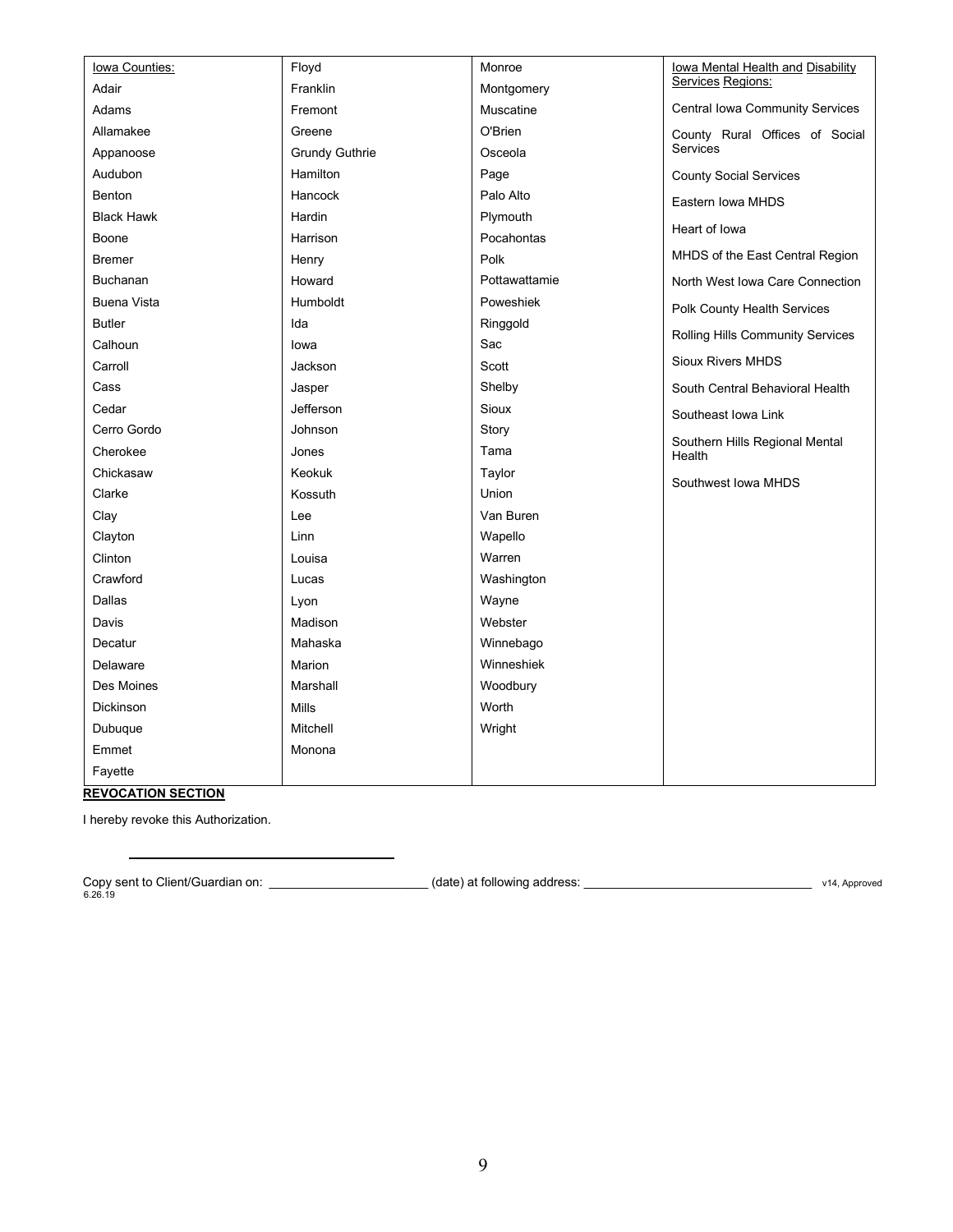| Iowa Counties: | Floyd | Monroe | Iowa Mental Health and Disability Services Regions: |
|---|---|---|---|
| Adair | Franklin | Montgomery | Central Iowa Community Services |
| Adams | Fremont | Muscatine | County Rural Offices of Social Services |
| Allamakee | Greene | O'Brien | County Social Services |
| Appanoose | Grundy Guthrie | Osceola | Eastern Iowa MHDS |
| Audubon | Hamilton | Page | Heart of Iowa |
| Benton | Hancock | Palo Alto | MHDS of the East Central Region |
| Black Hawk | Hardin | Plymouth | North West Iowa Care Connection |
| Boone | Harrison | Pocahontas | Polk County Health Services |
| Bremer | Henry | Polk | Rolling Hills Community Services |
| Buchanan | Howard | Pottawattamie | Sioux Rivers MHDS |
| Buena Vista | Humboldt | Poweshiek | South Central Behavioral Health |
| Butler | Ida | Ringgold | Southeast Iowa Link |
| Calhoun | Iowa | Sac | Southern Hills Regional Mental Health |
| Carroll | Jackson | Scott | Southwest Iowa MHDS |
| Cass | Jasper | Shelby | |
| Cedar | Jefferson | Sioux | |
| Cerro Gordo | Johnson | Story | |
| Cherokee | Jones | Tama | |
| Chickasaw | Keokuk | Taylor | |
| Clarke | Kossuth | Union | |
| Clay | Lee | Van Buren | |
| Clayton | Linn | Wapello | |
| Clinton | Louisa | Warren | |
| Crawford | Lucas | Washington | |
| Dallas | Lyon | Wayne | |
| Davis | Madison | Webster | |
| Decatur | Mahaska | Winnebago | |
| Delaware | Marion | Winneshiek | |
| Des Moines | Marshall | Woodbury | |
| Dickinson | Mills | Worth | |
| Dubuque | Mitchell | Wright | |
| Emmet | Monona | | |
| Fayette | | | |

**REVOCATION SECTION**

I hereby revoke this Authorization.

______________________________

Copy sent to Client/Guardian on: ______________________ (date) at following address: ________________________________ v14, Approved 6.26.19